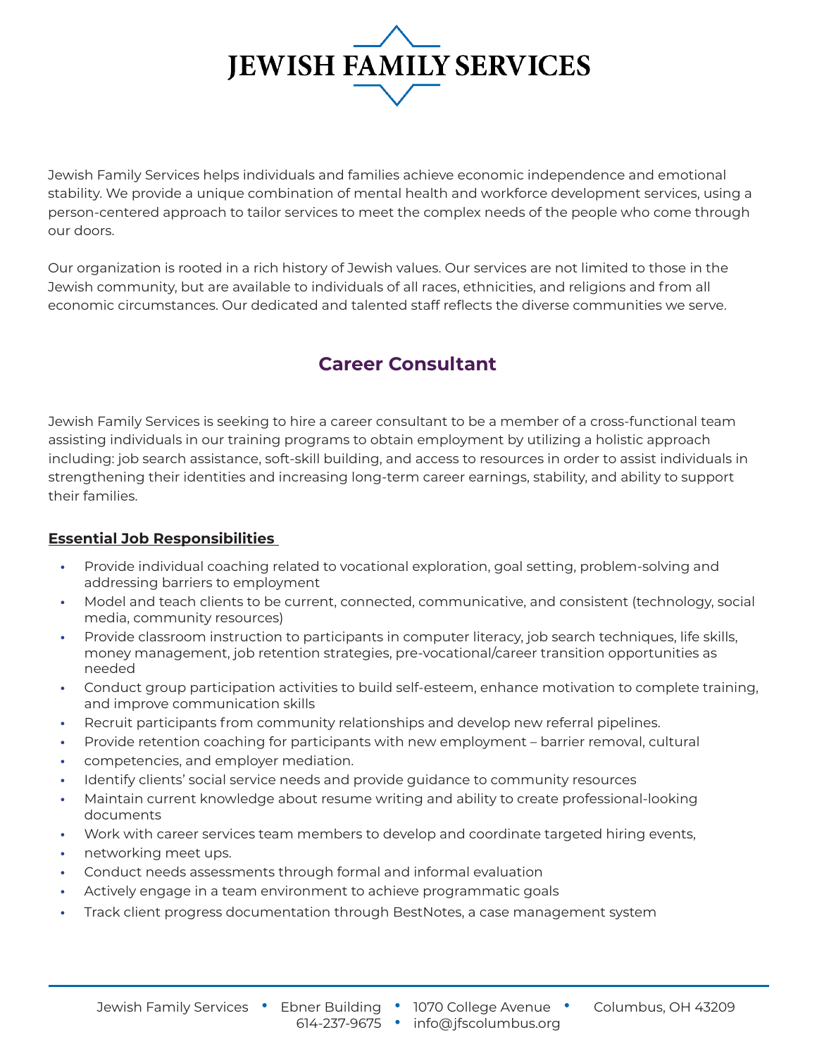# JEWISH FAMILY SERVICES

Jewish Family Services helps individuals and families achieve economic independence and emotional stability. We provide a unique combination of mental health and workforce development services, using a person-centered approach to tailor services to meet the complex needs of the people who come through our doors.

Our organization is rooted in a rich history of Jewish values. Our services are not limited to those in the Jewish community, but are available to individuals of all races, ethnicities, and religions and from all economic circumstances. Our dedicated and talented staff reflects the diverse communities we serve.

## Career Consultant

Jewish Family Services is seeking to hire a career consultant to be a member of a cross-functional team assisting individuals in our training programs to obtain employment by utilizing a holistic approach including: job search assistance, soft-skill building, and access to resources in order to assist individuals in strengthening their identities and increasing long-term career earnings, stability, and ability to support their families.

### Essential Job Responsibilities

- Provide individual coaching related to vocational exploration, goal setting, problem-solving and addressing barriers to employment
- Model and teach clients to be current, connected, communicative, and consistent (technology, social media, community resources)
- Provide classroom instruction to participants in computer literacy, job search techniques, life skills, money management, job retention strategies, pre-vocational/career transition opportunities as needed
- Conduct group participation activities to build self-esteem, enhance motivation to complete training, and improve communication skills
- Recruit participants from community relationships and develop new referral pipelines.
- Provide retention coaching for participants with new employment – barrier removal, cultural
- competencies, and employer mediation.
- Identify clients' social service needs and provide guidance to community resources
- Maintain current knowledge about resume writing and ability to create professional-looking documents
- Work with career services team members to develop and coordinate targeted hiring events,
- networking meet ups.
- Conduct needs assessments through formal and informal evaluation
- Actively engage in a team environment to achieve programmatic goals
- Track client progress documentation through BestNotes, a case management system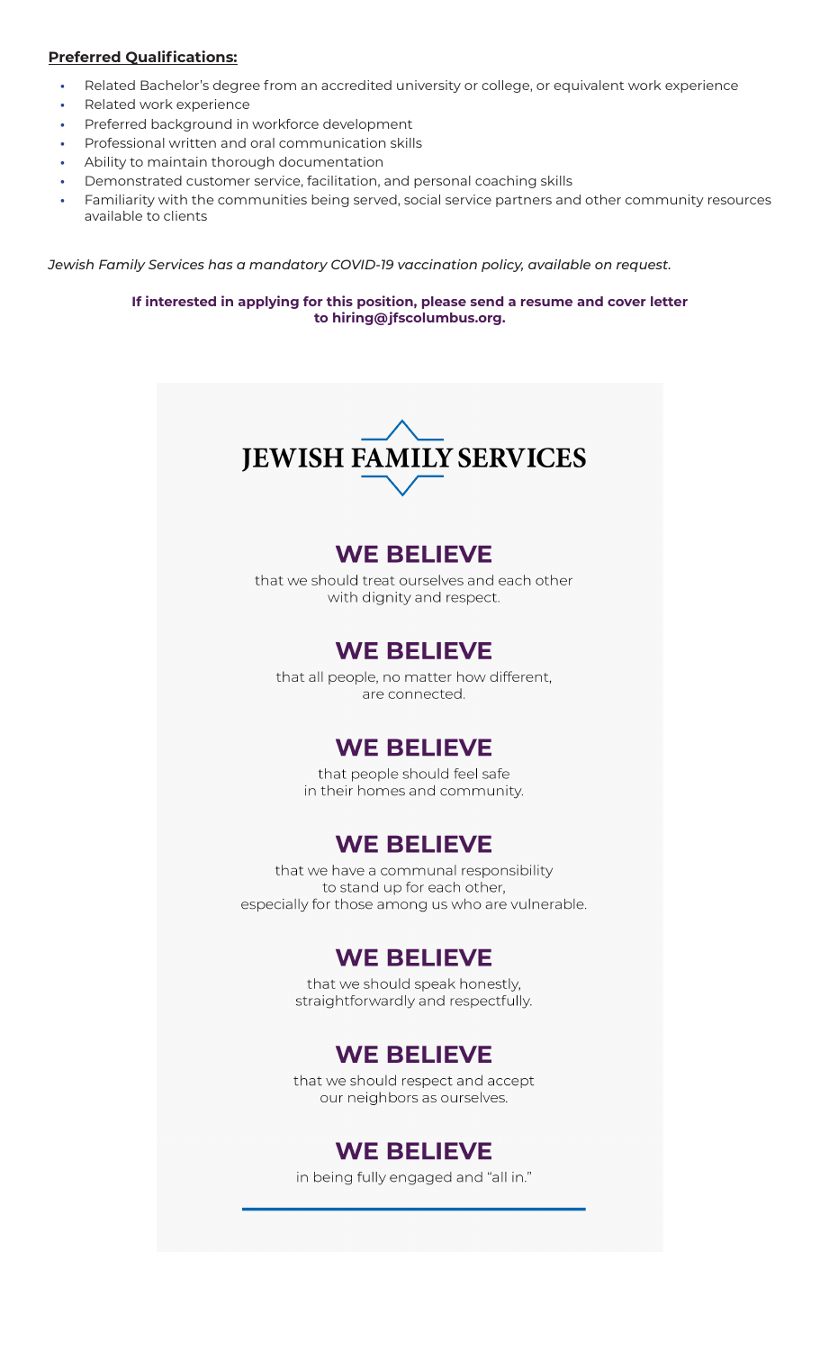**Preferred Qualifications:**

- Related Bachelor's degree from an accredited university or college, or equivalent work experience
- Related work experience
- Preferred background in workforce development
- Professional written and oral communication skills
- Ability to maintain thorough documentation
- Demonstrated customer service, facilitation, and personal coaching skills
- Familiarity with the communities being served, social service partners and other community resources available to clients

*Jewish Family Services has a mandatory COVID-19 vaccination policy, available on request.*

**If interested in applying for this position, please send a resume and cover letter to hiring@jfscolumbus.org.**

JEWISH FAMILY SERVICES

## WE BELIEVE

that we should treat ourselves and each other with dignity and respect.

## WE BELIEVE

that all people, no matter how different, are connected.

## WE BELIEVE

that people should feel safe in their homes and community.

## WE BELIEVE

that we have a communal responsibility to stand up for each other, especially for those among us who are vulnerable.

## WE BELIEVE

that we should speak honestly, straightforwardly and respectfully.

## WE BELIEVE

that we should respect and accept our neighbors as ourselves.

## WE BELIEVE

in being fully engaged and "all in."